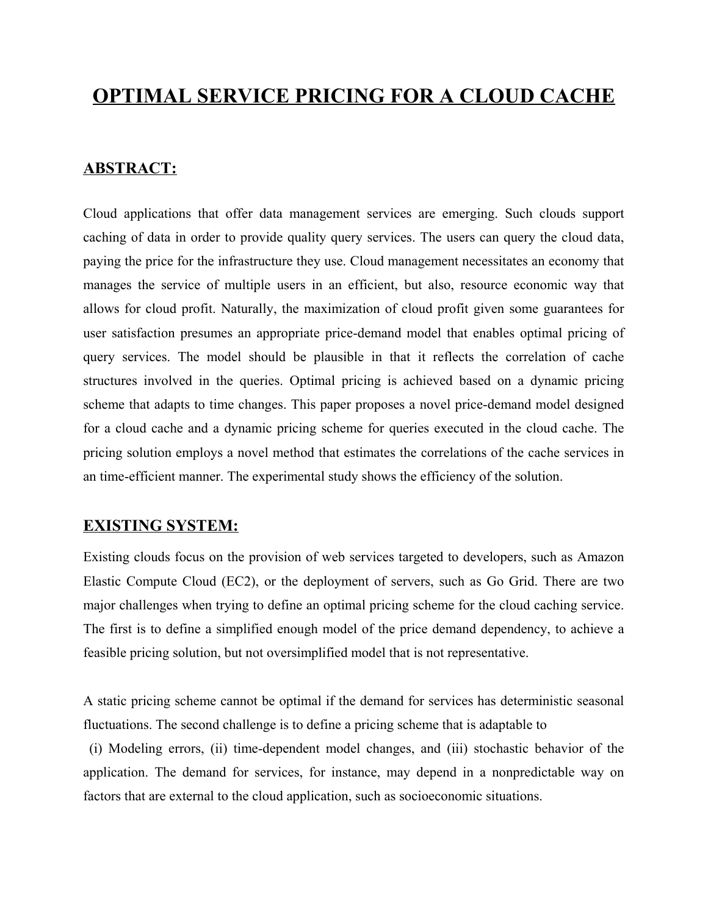# OPTIMAL SERVICE PRICING FOR A CLOUD CACHE

## ABSTRACT:

Cloud applications that offer data management services are emerging. Such clouds support caching of data in order to provide quality query services. The users can query the cloud data, paying the price for the infrastructure they use. Cloud management necessitates an economy that manages the service of multiple users in an efficient, but also, resource economic way that allows for cloud profit. Naturally, the maximization of cloud profit given some guarantees for user satisfaction presumes an appropriate price-demand model that enables optimal pricing of query services. The model should be plausible in that it reflects the correlation of cache structures involved in the queries. Optimal pricing is achieved based on a dynamic pricing scheme that adapts to time changes. This paper proposes a novel price-demand model designed for a cloud cache and a dynamic pricing scheme for queries executed in the cloud cache. The pricing solution employs a novel method that estimates the correlations of the cache services in an time-efficient manner. The experimental study shows the efficiency of the solution.

## EXISTING SYSTEM:

Existing clouds focus on the provision of web services targeted to developers, such as Amazon Elastic Compute Cloud (EC2), or the deployment of servers, such as Go Grid. There are two major challenges when trying to define an optimal pricing scheme for the cloud caching service. The first is to define a simplified enough model of the price demand dependency, to achieve a feasible pricing solution, but not oversimplified model that is not representative.

A static pricing scheme cannot be optimal if the demand for services has deterministic seasonal fluctuations. The second challenge is to define a pricing scheme that is adaptable to

(i) Modeling errors, (ii) time-dependent model changes, and (iii) stochastic behavior of the application. The demand for services, for instance, may depend in a nonpredictable way on factors that are external to the cloud application, such as socioeconomic situations.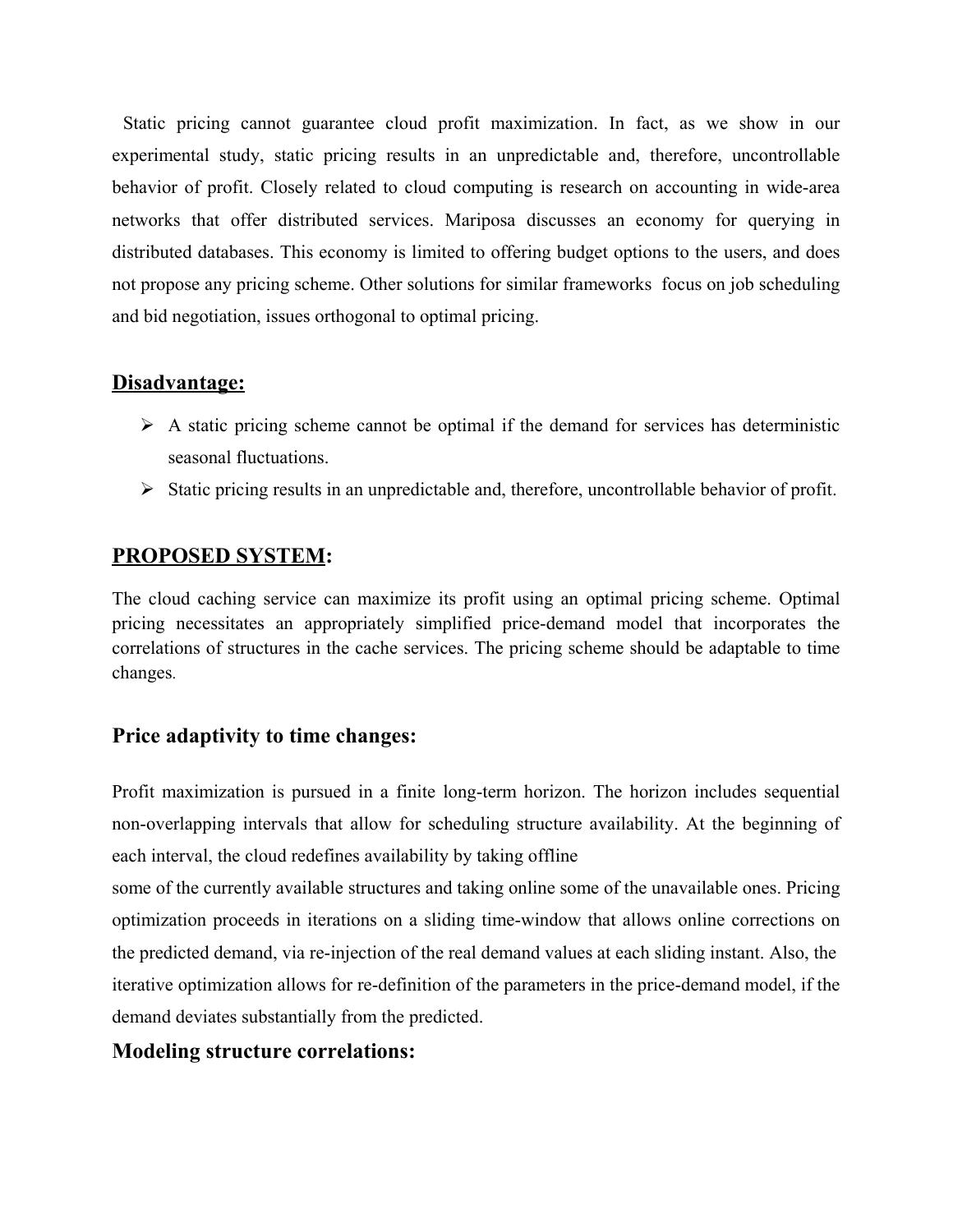Static pricing cannot guarantee cloud profit maximization. In fact, as we show in our experimental study, static pricing results in an unpredictable and, therefore, uncontrollable behavior of profit. Closely related to cloud computing is research on accounting in wide-area networks that offer distributed services. Mariposa discusses an economy for querying in distributed databases. This economy is limited to offering budget options to the users, and does not propose any pricing scheme. Other solutions for similar frameworks focus on job scheduling and bid negotiation, issues orthogonal to optimal pricing.

## Disadvantage:

- A static pricing scheme cannot be optimal if the demand for services has deterministic seasonal fluctuations.
- Static pricing results in an unpredictable and, therefore, uncontrollable behavior of profit.

## PROPOSED SYSTEM:

The cloud caching service can maximize its profit using an optimal pricing scheme. Optimal pricing necessitates an appropriately simplified price-demand model that incorporates the correlations of structures in the cache services. The pricing scheme should be adaptable to time changes.

### Price adaptivity to time changes:

Profit maximization is pursued in a finite long-term horizon. The horizon includes sequential non-overlapping intervals that allow for scheduling structure availability. At the beginning of each interval, the cloud redefines availability by taking offline some of the currently available structures and taking online some of the unavailable ones. Pricing optimization proceeds in iterations on a sliding time-window that allows online corrections on the predicted demand, via re-injection of the real demand values at each sliding instant. Also, the iterative optimization allows for re-definition of the parameters in the price-demand model, if the demand deviates substantially from the predicted.

### Modeling structure correlations: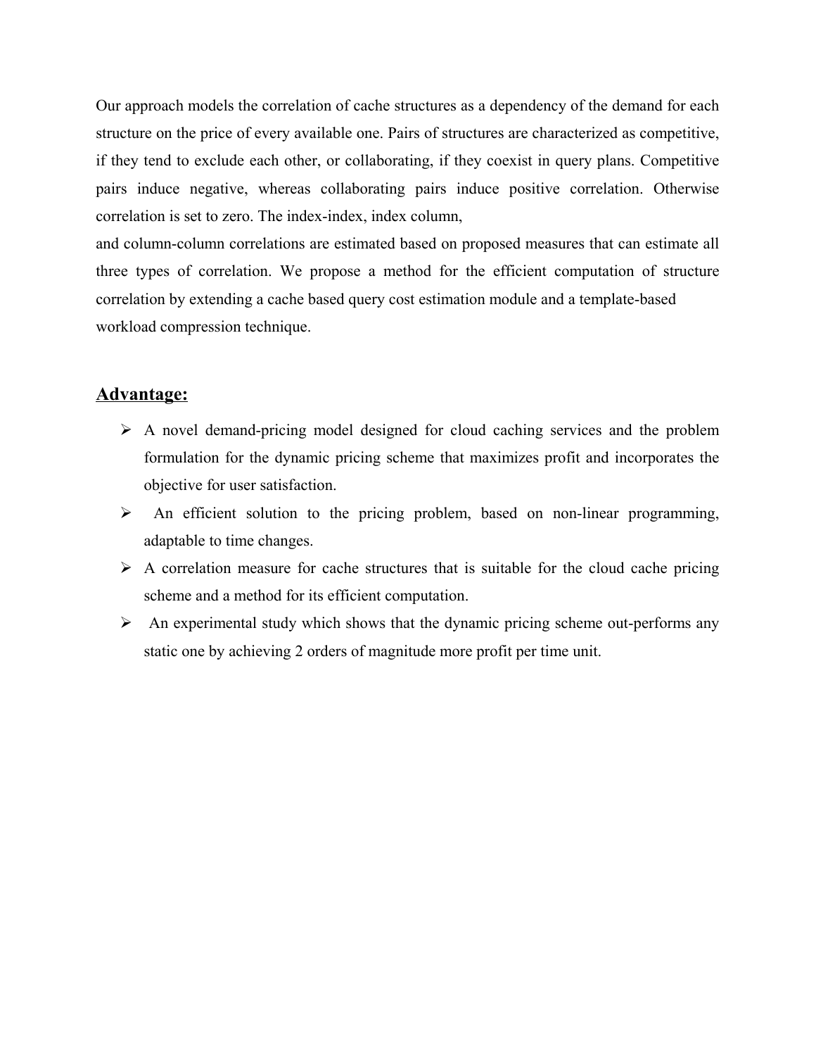Our approach models the correlation of cache structures as a dependency of the demand for each structure on the price of every available one. Pairs of structures are characterized as competitive, if they tend to exclude each other, or collaborating, if they coexist in query plans. Competitive pairs induce negative, whereas collaborating pairs induce positive correlation. Otherwise correlation is set to zero. The index-index, index column,
and column-column correlations are estimated based on proposed measures that can estimate all three types of correlation. We propose a method for the efficient computation of structure correlation by extending a cache based query cost estimation module and a template-based workload compression technique.

## Advantage:

- A novel demand-pricing model designed for cloud caching services and the problem formulation for the dynamic pricing scheme that maximizes profit and incorporates the objective for user satisfaction.
- An efficient solution to the pricing problem, based on non-linear programming, adaptable to time changes.
- A correlation measure for cache structures that is suitable for the cloud cache pricing scheme and a method for its efficient computation.
- An experimental study which shows that the dynamic pricing scheme out-performs any static one by achieving 2 orders of magnitude more profit per time unit.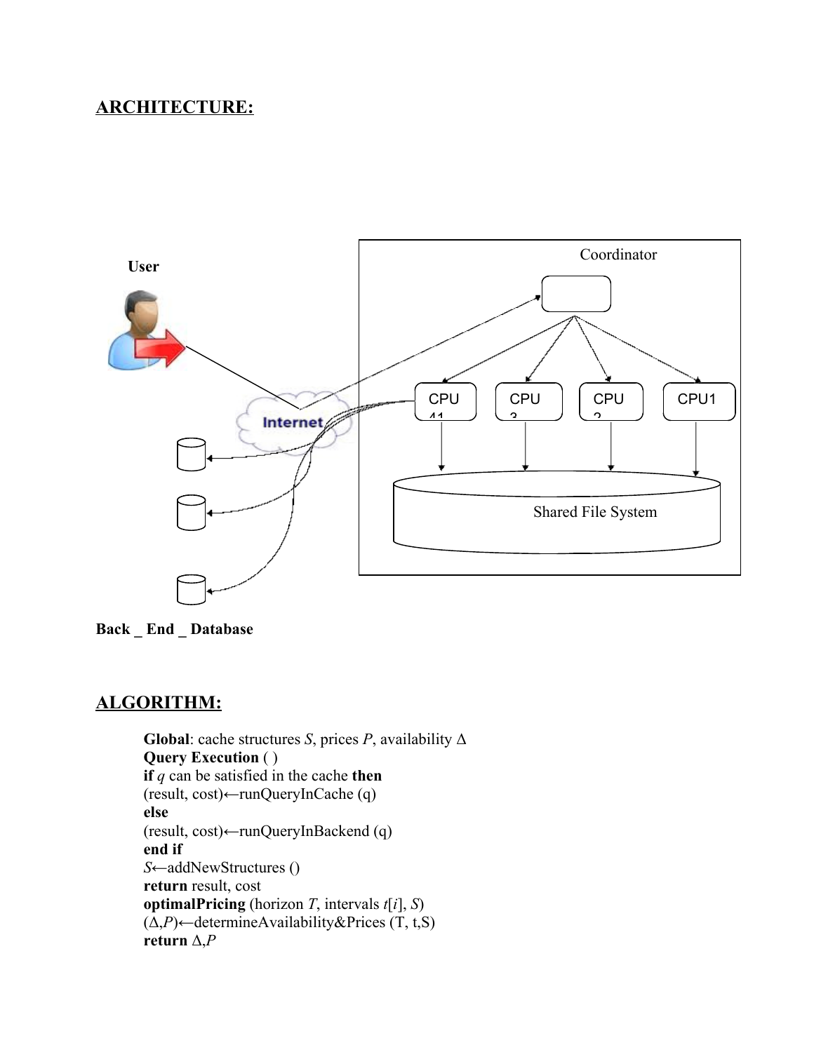## ARCHITECTURE:

User

Coordinator

CPU 41

CPU 3

CPU 2

CPU1

Internet

Shared File System

**Back _ End _ Database**

## ALGORITHM:

**Global**: cache structures *S*, prices *P*, availability Δ
**Query Execution** ( )
**if** *q* can be satisfied in the cache **then**
(result, cost)←runQueryInCache (q)
**else**
(result, cost)←runQueryInBackend (q)
**end if**
*S*←addNewStructures ()
**return** result, cost
**optimalPricing** (horizon *T*, intervals *t*[*i*], *S*)
(Δ,*P*)←determineAvailability&Prices (T, t,S)
**return** Δ,*P*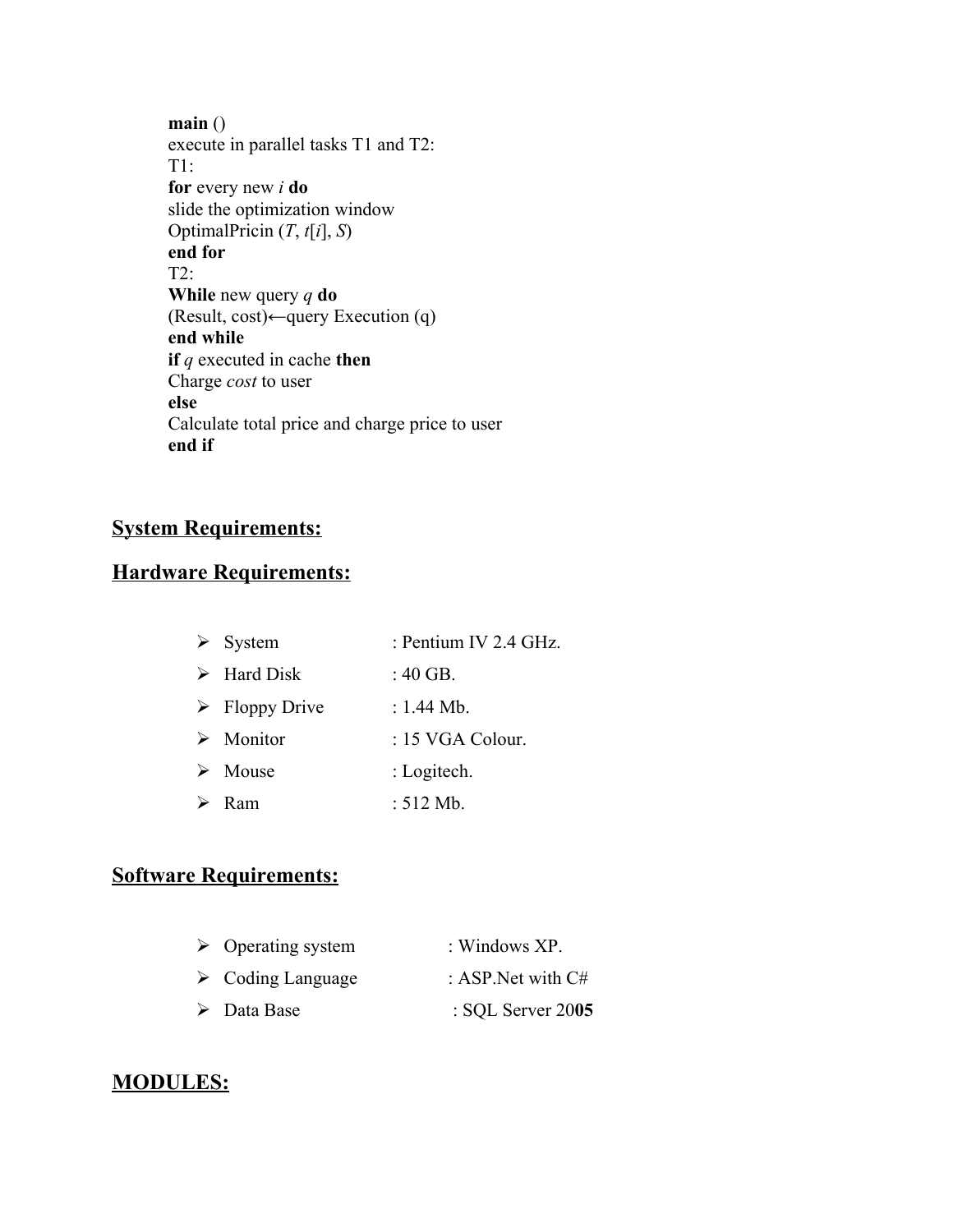**main** ()
execute in parallel tasks T1 and T2:
T1:
**for** every new *i* **do**
slide the optimization window
OptimalPricin (*T*, *t*[*i*], *S*)
**end for**
T2:
**While** new query *q* **do**
(Result, cost)←query Execution (q)
**end while**
**if** *q* executed in cache **then**
Charge *cost* to user
**else**
Calculate total price and charge price to user
**end if**

## System Requirements:

## Hardware Requirements:

- System : Pentium IV 2.4 GHz.
- Hard Disk : 40 GB.
- Floppy Drive : 1.44 Mb.
- Monitor : 15 VGA Colour.
- Mouse : Logitech.
- Ram : 512 Mb.

## Software Requirements:

- Operating system : Windows XP.
- Coding Language : ASP.Net with C#
- Data Base : SQL Server 20**05**

## MODULES: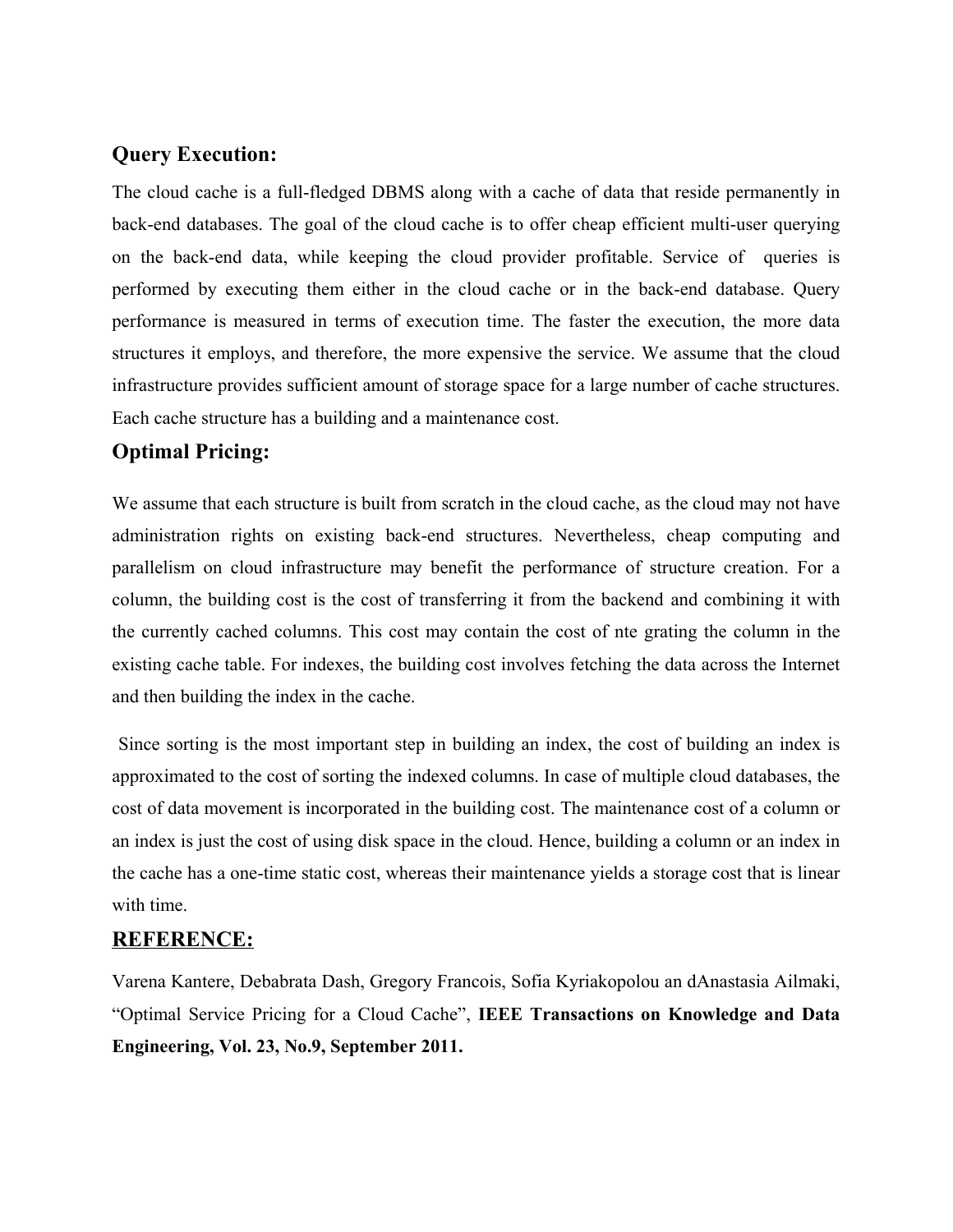## Query Execution:

The cloud cache is a full-fledged DBMS along with a cache of data that reside permanently in back-end databases. The goal of the cloud cache is to offer cheap efficient multi-user querying on the back-end data, while keeping the cloud provider profitable. Service of queries is performed by executing them either in the cloud cache or in the back-end database. Query performance is measured in terms of execution time. The faster the execution, the more data structures it employs, and therefore, the more expensive the service. We assume that the cloud infrastructure provides sufficient amount of storage space for a large number of cache structures. Each cache structure has a building and a maintenance cost.

## Optimal Pricing:

We assume that each structure is built from scratch in the cloud cache, as the cloud may not have administration rights on existing back-end structures. Nevertheless, cheap computing and parallelism on cloud infrastructure may benefit the performance of structure creation. For a column, the building cost is the cost of transferring it from the backend and combining it with the currently cached columns. This cost may contain the cost of nte grating the column in the existing cache table. For indexes, the building cost involves fetching the data across the Internet and then building the index in the cache.

Since sorting is the most important step in building an index, the cost of building an index is approximated to the cost of sorting the indexed columns. In case of multiple cloud databases, the cost of data movement is incorporated in the building cost. The maintenance cost of a column or an index is just the cost of using disk space in the cloud. Hence, building a column or an index in the cache has a one-time static cost, whereas their maintenance yields a storage cost that is linear with time.

## REFERENCE:

Varena Kantere, Debabrata Dash, Gregory Francois, Sofia Kyriakopolou an dAnastasia Ailmaki, "Optimal Service Pricing for a Cloud Cache", **IEEE Transactions on Knowledge and Data Engineering, Vol. 23, No.9, September 2011.**